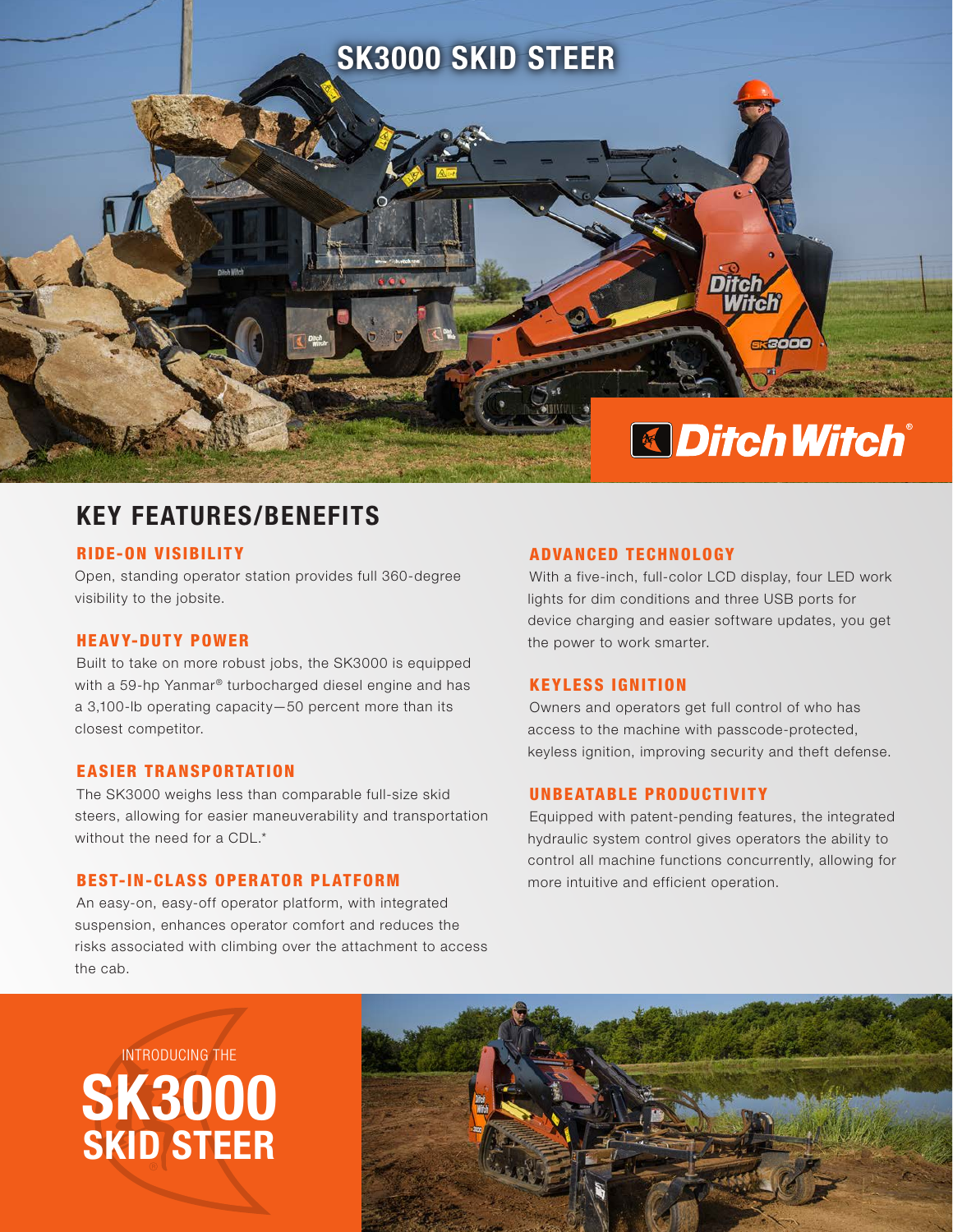# SK3000 SKID STEER

Ditch Witch®

## KEY FEATURES/BENEFITS

### RIDE-ON VISIBILITY

Open, standing operator station provides full 360-degree visibility to the jobsite.

### HEAVY-DUTY POWER

Built to take on more robust jobs, the SK3000 is equipped with a 59-hp Yanmar® turbocharged diesel engine and has a 3,100-lb operating capacity—50 percent more than its closest competitor.

### EASIER TRANSPORTATION

The SK3000 weighs less than comparable full-size skid steers, allowing for easier maneuverability and transportation without the need for a CDL.*

### BEST-IN-CLASS OPERATOR PLATFORM

An easy-on, easy-off operator platform, with integrated suspension, enhances operator comfort and reduces the risks associated with climbing over the attachment to access the cab.

### ADVANCED TECHNOLOGY

With a five-inch, full-color LCD display, four LED work lights for dim conditions and three USB ports for device charging and easier software updates, you get the power to work smarter.

### KEYLESS IGNITION

Owners and operators get full control of who has access to the machine with passcode-protected, keyless ignition, improving security and theft defense.

### UNBEATABLE PRODUCTIVITY

Equipped with patent-pending features, the integrated hydraulic system control gives operators the ability to control all machine functions concurrently, allowing for more intuitive and efficient operation.

INTRODUCING THE

**SK3000**
**SKID STEER**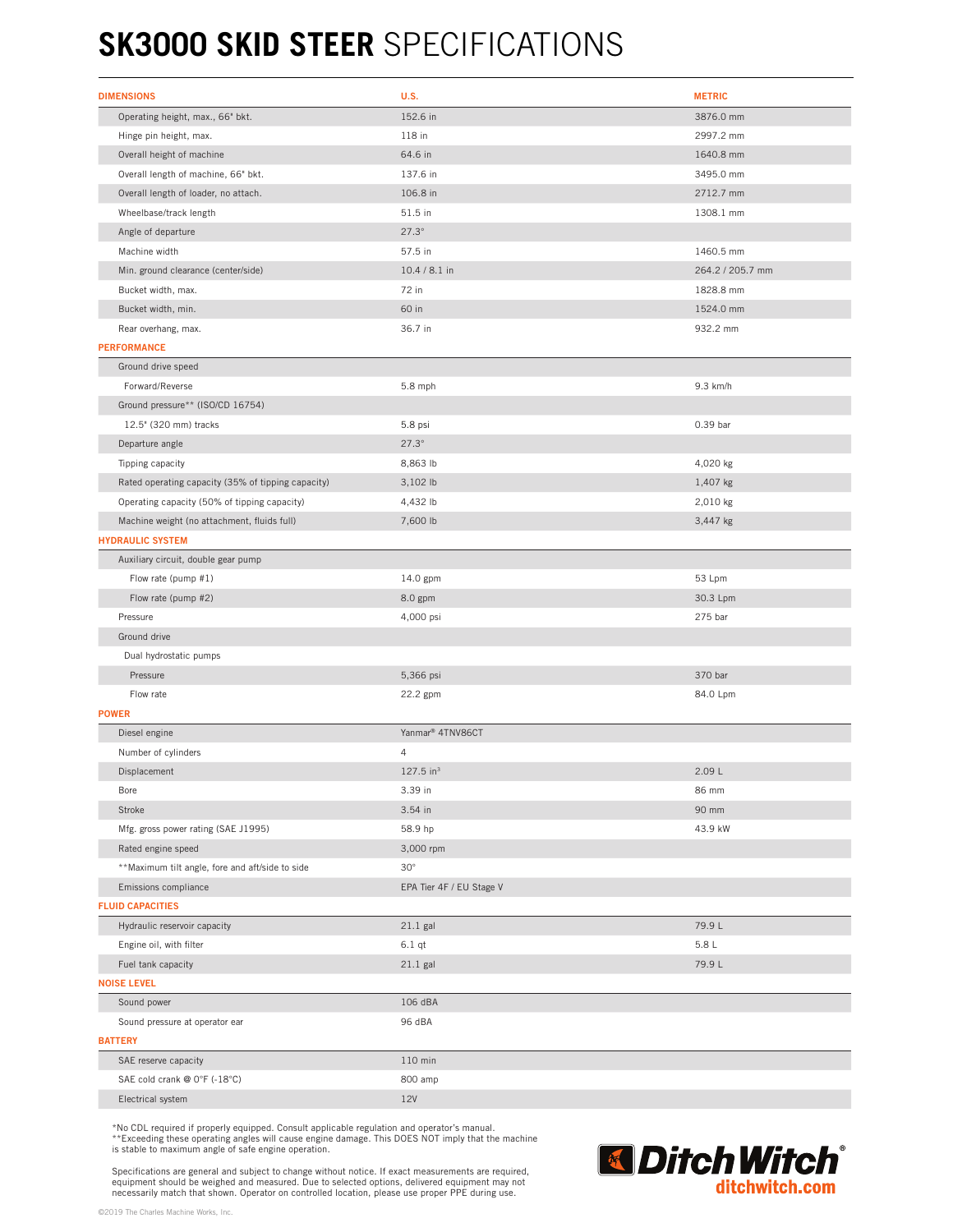# SK3000 SKID STEER SPECIFICATIONS

| DIMENSIONS | U.S. | METRIC |
|---|---|---|
| Operating height, max., 66" bkt. | 152.6 in | 3876.0 mm |
| Hinge pin height, max. | 118 in | 2997.2 mm |
| Overall height of machine | 64.6 in | 1640.8 mm |
| Overall length of machine, 66" bkt. | 137.6 in | 3495.0 mm |
| Overall length of loader, no attach. | 106.8 in | 2712.7 mm |
| Wheelbase/track length | 51.5 in | 1308.1 mm |
| Angle of departure | 27.3° | |
| Machine width | 57.5 in | 1460.5 mm |
| Min. ground clearance (center/side) | 10.4 / 8.1 in | 264.2 / 205.7 mm |
| Bucket width, max. | 72 in | 1828.8 mm |
| Bucket width, min. | 60 in | 1524.0 mm |
| Rear overhang, max. | 36.7 in | 932.2 mm |
| **PERFORMANCE** | | |
| Ground drive speed | | |
| Forward/Reverse | 5.8 mph | 9.3 km/h |
| Ground pressure** (ISO/CD 16754) | | |
| 12.5" (320 mm) tracks | 5.8 psi | 0.39 bar |
| Departure angle | 27.3° | |
| Tipping capacity | 8,863 lb | 4,020 kg |
| Rated operating capacity (35% of tipping capacity) | 3,102 lb | 1,407 kg |
| Operating capacity (50% of tipping capacity) | 4,432 lb | 2,010 kg |
| Machine weight (no attachment, fluids full) | 7,600 lb | 3,447 kg |
| **HYDRAULIC SYSTEM** | | |
| Auxiliary circuit, double gear pump | | |
| Flow rate (pump #1) | 14.0 gpm | 53 Lpm |
| Flow rate (pump #2) | 8.0 gpm | 30.3 Lpm |
| Pressure | 4,000 psi | 275 bar |
| Ground drive | | |
| Dual hydrostatic pumps | | |
| Pressure | 5,366 psi | 370 bar |
| Flow rate | 22.2 gpm | 84.0 Lpm |
| **POWER** | | |
| Diesel engine | Yanmar® 4TNV86CT | |
| Number of cylinders | 4 | |
| Displacement | 127.5 in³ | 2.09 L |
| Bore | 3.39 in | 86 mm |
| Stroke | 3.54 in | 90 mm |
| Mfg. gross power rating (SAE J1995) | 58.9 hp | 43.9 kW |
| Rated engine speed | 3,000 rpm | |
| **Maximum tilt angle, fore and aft/side to side | 30° | |
| Emissions compliance | EPA Tier 4F / EU Stage V | |
| **FLUID CAPACITIES** | | |
| Hydraulic reservoir capacity | 21.1 gal | 79.9 L |
| Engine oil, with filter | 6.1 qt | 5.8 L |
| Fuel tank capacity | 21.1 gal | 79.9 L |
| **NOISE LEVEL** | | |
| Sound power | 106 dBA | |
| Sound pressure at operator ear | 96 dBA | |
| **BATTERY** | | |
| SAE reserve capacity | 110 min | |
| SAE cold crank @ 0°F (-18°C) | 800 amp | |
| Electrical system | 12V | |

*No CDL required if properly equipped. Consult applicable regulation and operator's manual.
**Exceeding these operating angles will cause engine damage. This DOES NOT imply that the machine is stable to maximum angle of safe engine operation.

Specifications are general and subject to change without notice. If exact measurements are required, equipment should be weighed and measured. Due to selected options, delivered equipment may not necessarily match that shown. Operator on controlled location, please use proper PPE during use.

Ditch Witch®
ditchwitch.com

©2019 The Charles Machine Works, Inc.